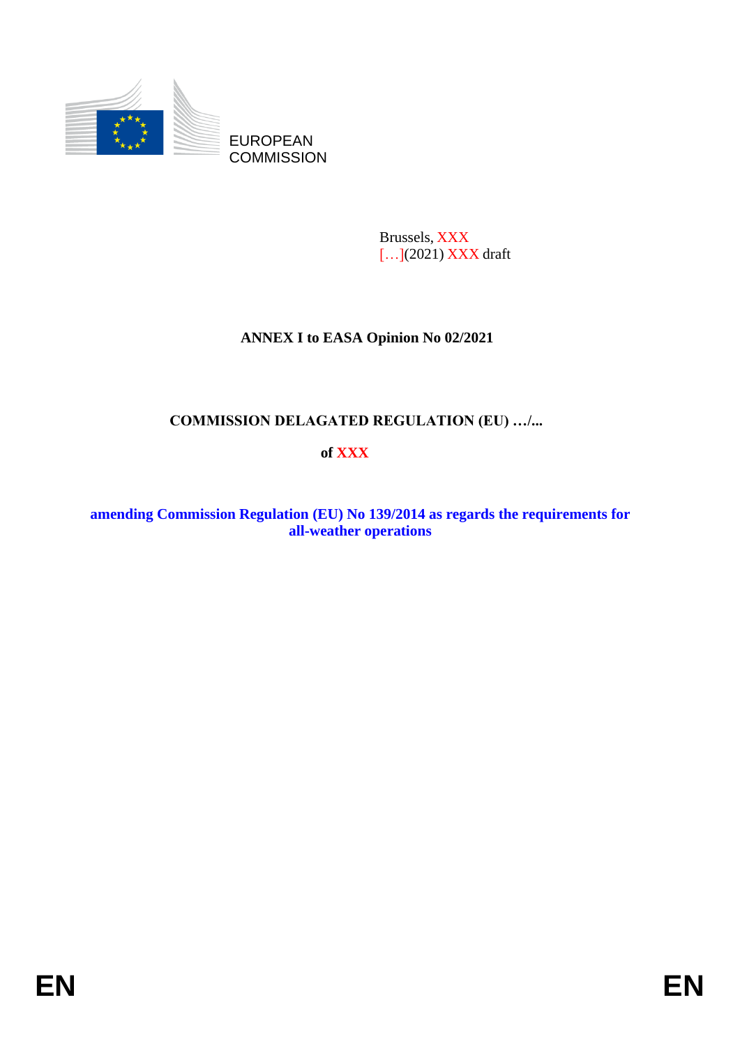EUROPEAN
COMMISSION

Brussels, XXX
[…](2021) XXX draft

**ANNEX I to EASA Opinion No 02/2021**

**COMMISSION DELAGATED REGULATION (EU) …/...**

**of XXX**

**amending Commission Regulation (EU) No 139/2014 as regards the requirements for all-weather operations**

EN EN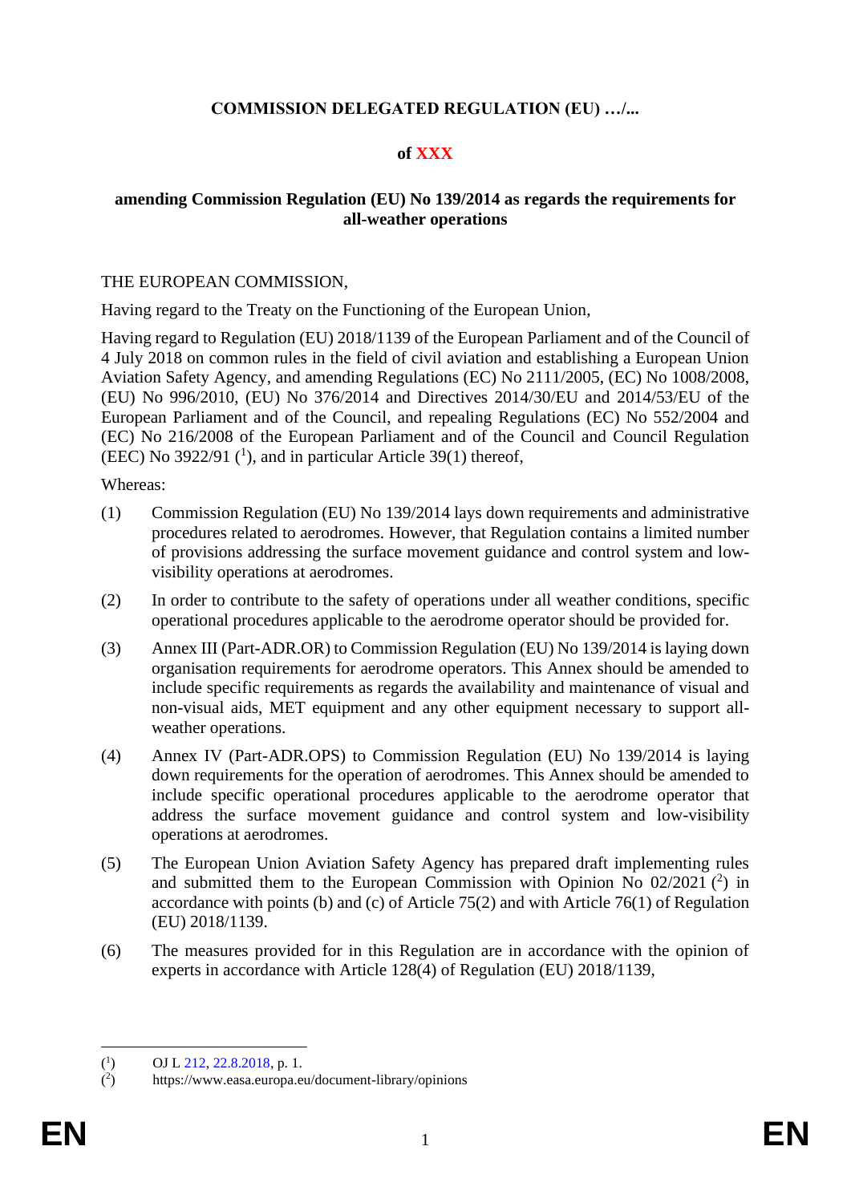**COMMISSION DELEGATED REGULATION (EU) …/...**

**of XXX**

**amending Commission Regulation (EU) No 139/2014 as regards the requirements for all-weather operations**

THE EUROPEAN COMMISSION,

Having regard to the Treaty on the Functioning of the European Union,

Having regard to Regulation (EU) 2018/1139 of the European Parliament and of the Council of 4 July 2018 on common rules in the field of civil aviation and establishing a European Union Aviation Safety Agency, and amending Regulations (EC) No 2111/2005, (EC) No 1008/2008, (EU) No 996/2010, (EU) No 376/2014 and Directives 2014/30/EU and 2014/53/EU of the European Parliament and of the Council, and repealing Regulations (EC) No 552/2004 and (EC) No 216/2008 of the European Parliament and of the Council and Council Regulation (EEC) No 3922/91 ([1]), and in particular Article 39(1) thereof,

Whereas:

(1) Commission Regulation (EU) No 139/2014 lays down requirements and administrative procedures related to aerodromes. However, that Regulation contains a limited number of provisions addressing the surface movement guidance and control system and low-visibility operations at aerodromes.

(2) In order to contribute to the safety of operations under all weather conditions, specific operational procedures applicable to the aerodrome operator should be provided for.

(3) Annex III (Part-ADR.OR) to Commission Regulation (EU) No 139/2014 is laying down organisation requirements for aerodrome operators. This Annex should be amended to include specific requirements as regards the availability and maintenance of visual and non-visual aids, MET equipment and any other equipment necessary to support all-weather operations.

(4) Annex IV (Part-ADR.OPS) to Commission Regulation (EU) No 139/2014 is laying down requirements for the operation of aerodromes. This Annex should be amended to include specific operational procedures applicable to the aerodrome operator that address the surface movement guidance and control system and low-visibility operations at aerodromes.

(5) The European Union Aviation Safety Agency has prepared draft implementing rules and submitted them to the European Commission with Opinion No 02/2021 ([2]) in accordance with points (b) and (c) of Article 75(2) and with Article 76(1) of Regulation (EU) 2018/1139.

(6) The measures provided for in this Regulation are in accordance with the opinion of experts in accordance with Article 128(4) of Regulation (EU) 2018/1139,

---

([1]) OJ L 212, 22.8.2018, p. 1.

([2]) https://www.easa.europa.eu/document-library/opinions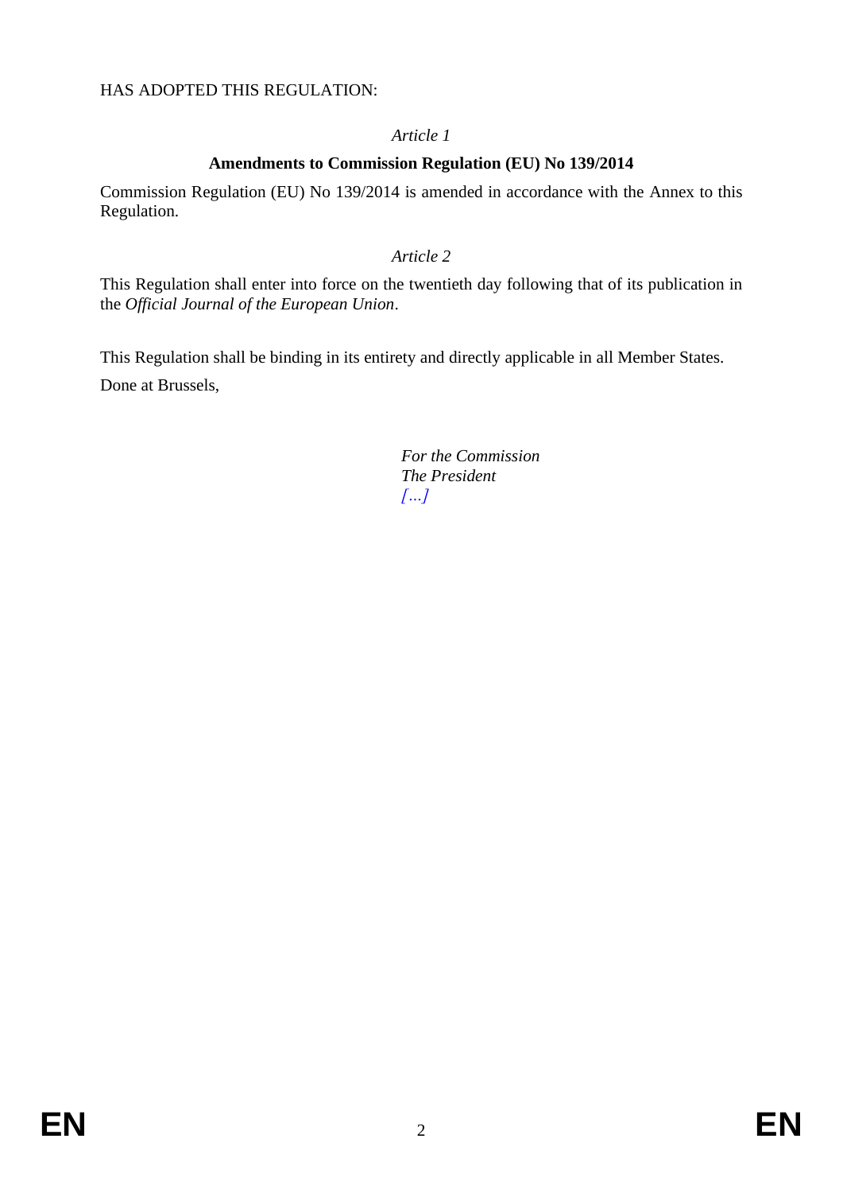HAS ADOPTED THIS REGULATION:

*Article 1*

**Amendments to Commission Regulation (EU) No 139/2014**

Commission Regulation (EU) No 139/2014 is amended in accordance with the Annex to this Regulation.

*Article 2*

This Regulation shall enter into force on the twentieth day following that of its publication in the *Official Journal of the European Union*.

This Regulation shall be binding in its entirety and directly applicable in all Member States.

Done at Brussels,

*For the Commission*
*The President*
*[…]*